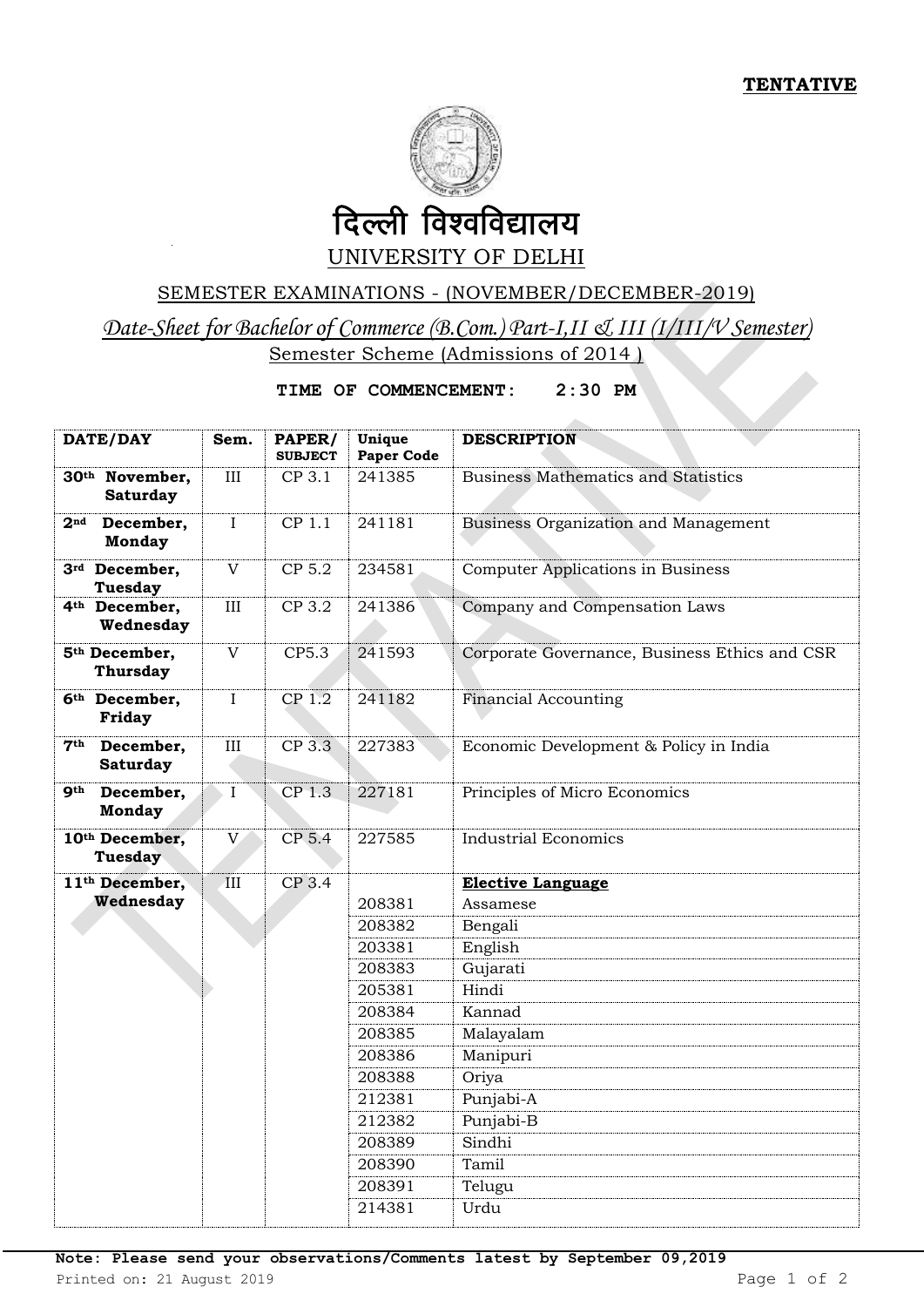**TENTATIVE**

# दिल्ली विश्वविद्यालय

## UNIVERSITY OF DELHI

SEMESTER EXAMINATIONS - (NOVEMBER/DECEMBER-2019)

*Date-Sheet for Bachelor of Commerce (B.Com.) Part-I,II & III (I/III/V Semester)*

Semester Scheme (Admissions of 2014 )

**TIME OF COMMENCEMENT: 2:30 PM**

| DATE/DAY | Sem. | PAPER/ SUBJECT | Unique Paper Code | DESCRIPTION |
|---|---|---|---|---|
| **30th November, Saturday** | III | CP 3.1 | 241385 | Business Mathematics and Statistics |
| **2nd December, Monday** | I | CP 1.1 | 241181 | Business Organization and Management |
| **3rd December, Tuesday** | V | CP 5.2 | 234581 | Computer Applications in Business |
| **4th December, Wednesday** | III | CP 3.2 | 241386 | Company and Compensation Laws |
| **5th December, Thursday** | V | CP5.3 | 241593 | Corporate Governance, Business Ethics and CSR |
| **6th December, Friday** | I | CP 1.2 | 241182 | Financial Accounting |
| **7th December, Saturday** | III | CP 3.3 | 227383 | Economic Development & Policy in India |
| **9th December, Monday** | I | CP 1.3 | 227181 | Principles of Micro Economics |
| **10th December, Tuesday** | V | CP 5.4 | 227585 | Industrial Economics |
| **11th December, Wednesday** | III | CP 3.4 | | **Elective Language** |
| | | | 208381 | Assamese |
| | | | 208382 | Bengali |
| | | | 203381 | English |
| | | | 208383 | Gujarati |
| | | | 205381 | Hindi |
| | | | 208384 | Kannad |
| | | | 208385 | Malayalam |
| | | | 208386 | Manipuri |
| | | | 208388 | Oriya |
| | | | 212381 | Punjabi-A |
| | | | 212382 | Punjabi-B |
| | | | 208389 | Sindhi |
| | | | 208390 | Tamil |
| | | | 208391 | Telugu |
| | | | 214381 | Urdu |

**Note: Please send your observations/Comments latest by September 09,2019**

Printed on: 21 August 2019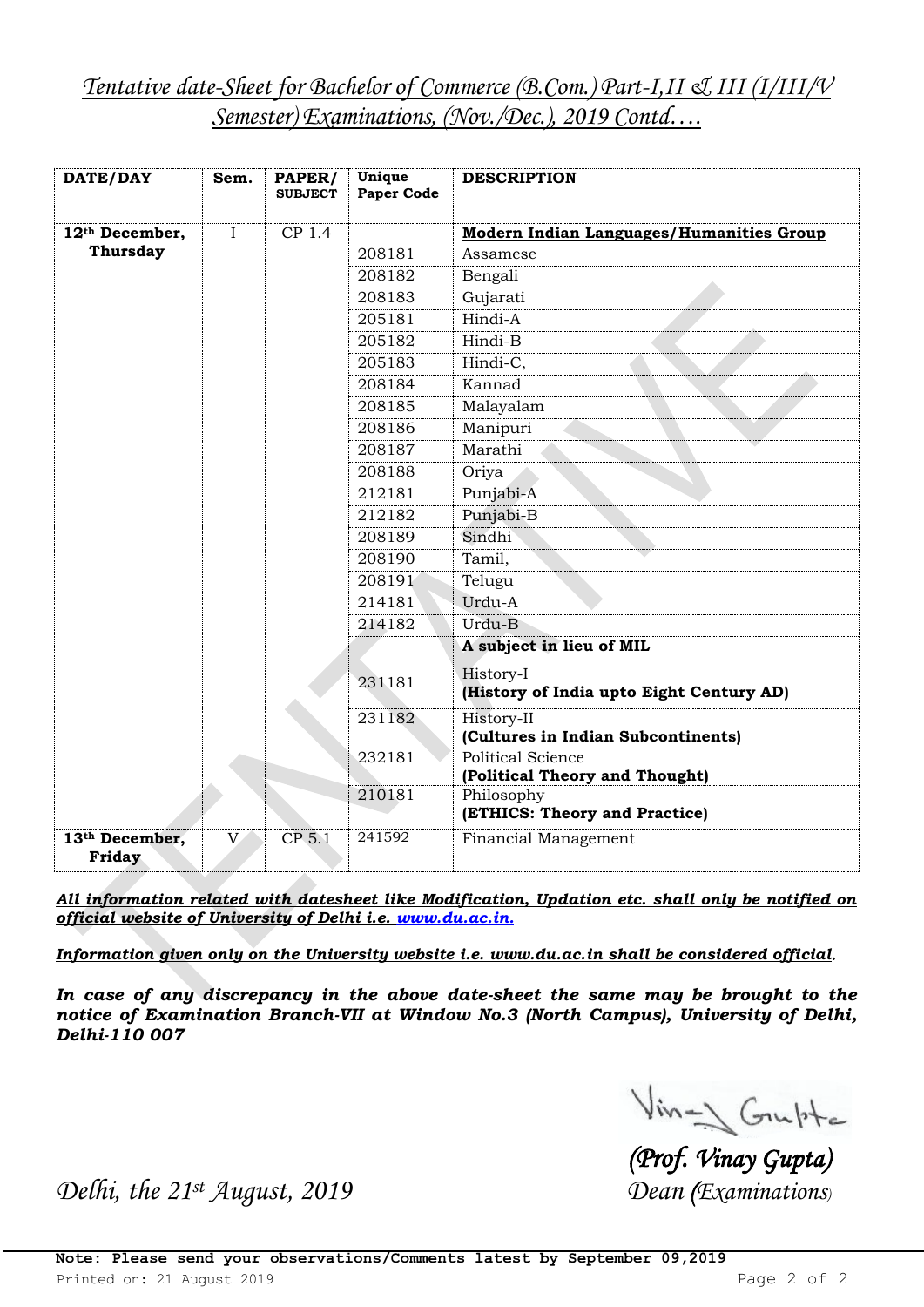*Tentative date-Sheet for Bachelor of Commerce (B.Com.) Part-I,II & III (I/III/V Semester) Examinations, (Nov./Dec.), 2019 Contd….*

| DATE/DAY | Sem. | PAPER/ SUBJECT | Unique Paper Code | DESCRIPTION |
|---|---|---|---|---|
| 12th December, Thursday | I | CP 1.4 | | **Modern Indian Languages/Humanities Group** |
| | | | 208181 | Assamese |
| | | | 208182 | Bengali |
| | | | 208183 | Gujarati |
| | | | 205181 | Hindi-A |
| | | | 205182 | Hindi-B |
| | | | 205183 | Hindi-C, |
| | | | 208184 | Kannad |
| | | | 208185 | Malayalam |
| | | | 208186 | Manipuri |
| | | | 208187 | Marathi |
| | | | 208188 | Oriya |
| | | | 212181 | Punjabi-A |
| | | | 212182 | Punjabi-B |
| | | | 208189 | Sindhi |
| | | | 208190 | Tamil, |
| | | | 208191 | Telugu |
| | | | 214181 | Urdu-A |
| | | | 214182 | Urdu-B |
| | | | | **A subject in lieu of MIL** |
| | | | 231181 | History-I **(History of India upto Eight Century AD)** |
| | | | 231182 | History-II **(Cultures in Indian Subcontinents)** |
| | | | 232181 | Political Science **(Political Theory and Thought)** |
| | | | 210181 | Philosophy **(ETHICS: Theory and Practice)** |
| 13th December, Friday | V | CP 5.1 | 241592 | Financial Management |

***All information related with datesheet like Modification, Updation etc. shall only be notified on official website of University of Delhi i.e. www.du.ac.in.***

***Information given only on the University website i.e. www.du.ac.in shall be considered official.***

***In case of any discrepancy in the above date-sheet the same may be brought to the notice of Examination Branch-VII at Window No.3 (North Campus), University of Delhi, Delhi-110 007***

*(Prof. Vinay Gupta)*
*Dean (Examinations)*

*Delhi, the 21st August, 2019*

**Note: Please send your observations/Comments latest by September 09,2019**

Printed on: 21 August 2019